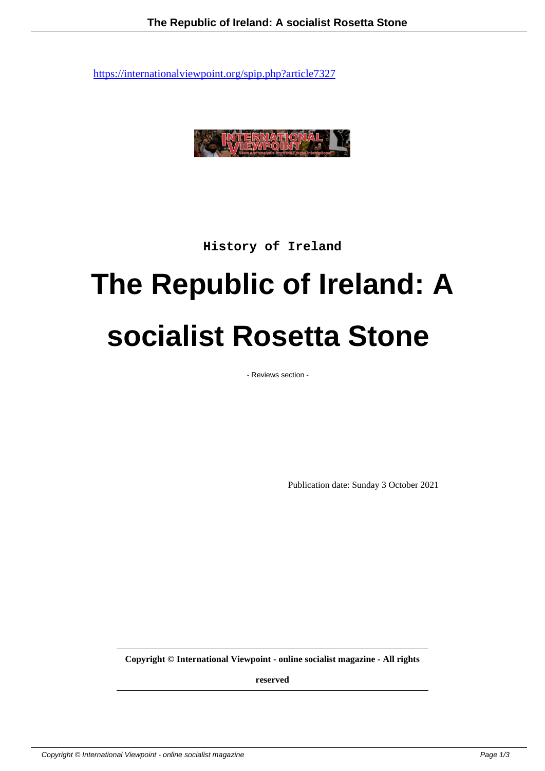https://internationalviewpoint.org/spip.php?article7327

History of Ireland

# The Republic of Ireland: A socialist Rosetta Stone

- Reviews section -

Publication date: Sunday 3 October 2021

**Copyright © International Viewpoint - online socialist magazine - All rights reserved**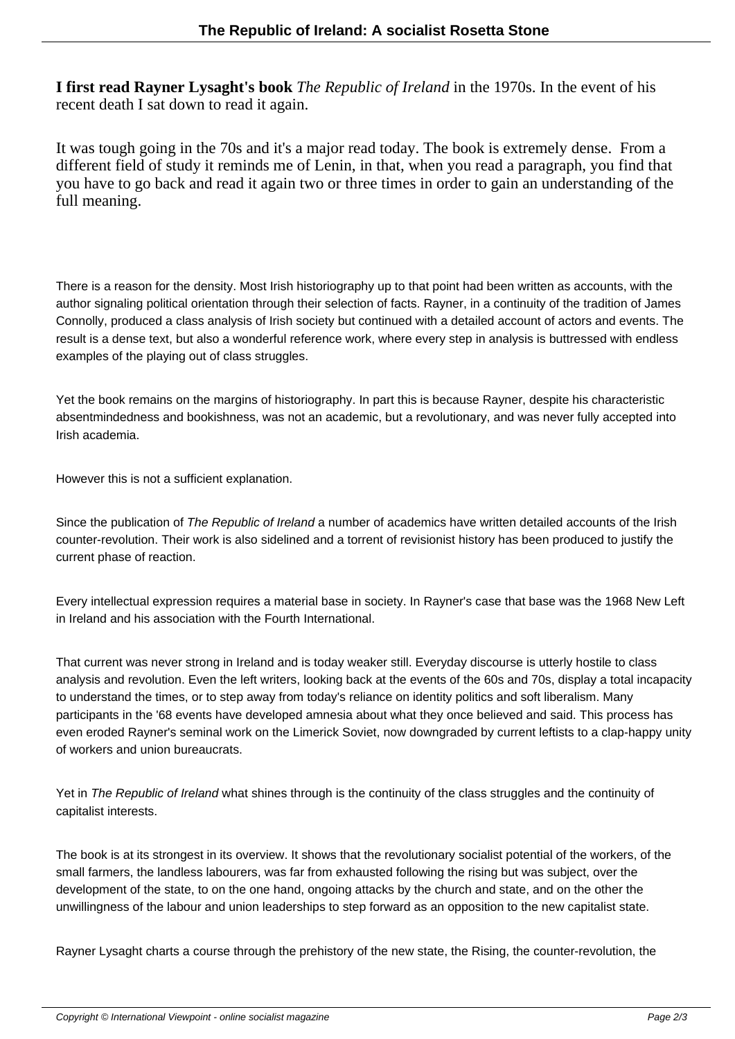**I first read Rayner Lysaght's book** *The Republic of Ireland* in the 1970s. In the event of his recent death I sat down to read it again.

It was tough going in the 70s and it's a major read today. The book is extremely dense. From a different field of study it reminds me of Lenin, in that, when you read a paragraph, you find that you have to go back and read it again two or three times in order to gain an understanding of the full meaning.

There is a reason for the density. Most Irish historiography up to that point had been written as accounts, with the author signaling political orientation through their selection of facts. Rayner, in a continuity of the tradition of James Connolly, produced a class analysis of Irish society but continued with a detailed account of actors and events. The result is a dense text, but also a wonderful reference work, where every step in analysis is buttressed with endless examples of the playing out of class struggles.

Yet the book remains on the margins of historiography. In part this is because Rayner, despite his characteristic absentmindedness and bookishness, was not an academic, but a revolutionary, and was never fully accepted into Irish academia.

However this is not a sufficient explanation.

Since the publication of *The Republic of Ireland* a number of academics have written detailed accounts of the Irish counter-revolution. Their work is also sidelined and a torrent of revisionist history has been produced to justify the current phase of reaction.

Every intellectual expression requires a material base in society. In Rayner's case that base was the 1968 New Left in Ireland and his association with the Fourth International.

That current was never strong in Ireland and is today weaker still. Everyday discourse is utterly hostile to class analysis and revolution. Even the left writers, looking back at the events of the 60s and 70s, display a total incapacity to understand the times, or to step away from today's reliance on identity politics and soft liberalism. Many participants in the '68 events have developed amnesia about what they once believed and said. This process has even eroded Rayner's seminal work on the Limerick Soviet, now downgraded by current leftists to a clap-happy unity of workers and union bureaucrats.

Yet in *The Republic of Ireland* what shines through is the continuity of the class struggles and the continuity of capitalist interests.

The book is at its strongest in its overview. It shows that the revolutionary socialist potential of the workers, of the small farmers, the landless labourers, was far from exhausted following the rising but was subject, over the development of the state, to on the one hand, ongoing attacks by the church and state, and on the other the unwillingness of the labour and union leaderships to step forward as an opposition to the new capitalist state.

Rayner Lysaght charts a course through the prehistory of the new state, the Rising, the counter-revolution, the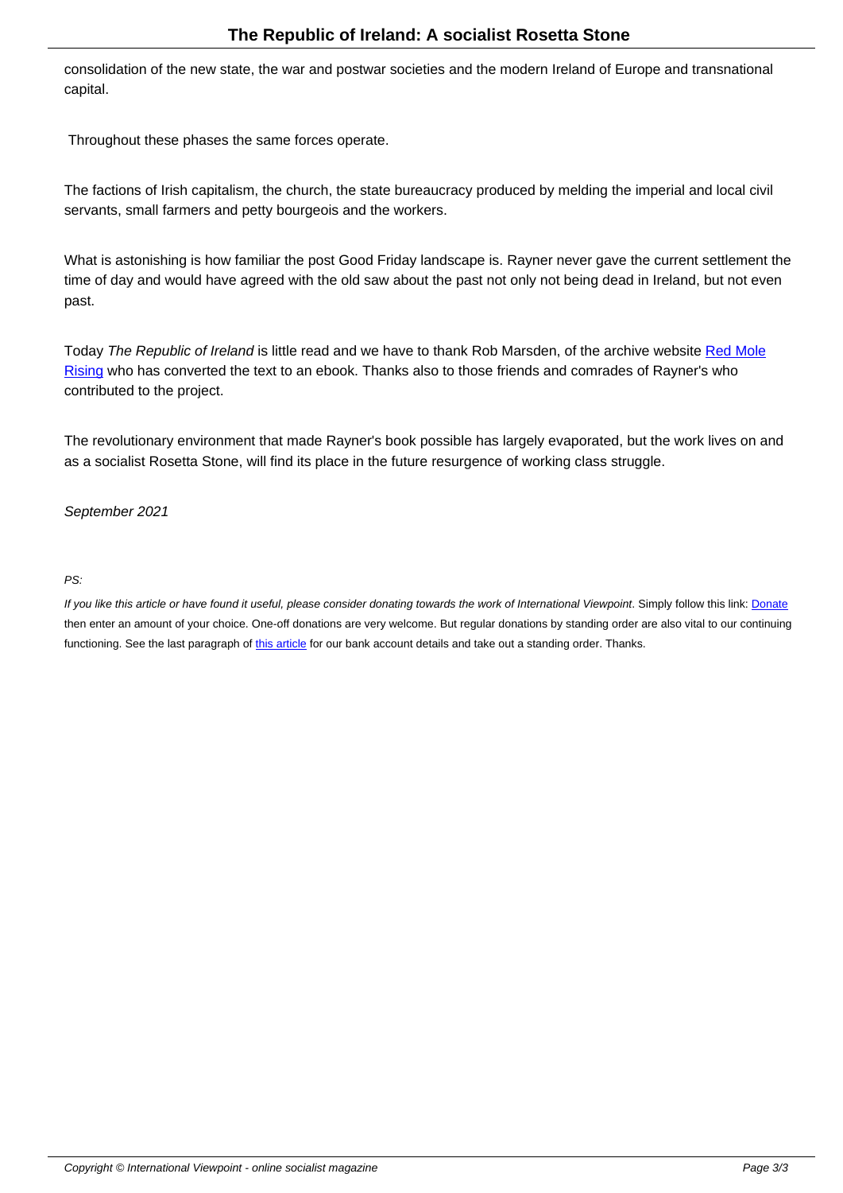consolidation of the new state, the war and postwar societies and the modern Ireland of Europe and transnational capital.

Throughout these phases the same forces operate.

The factions of Irish capitalism, the church, the state bureaucracy produced by melding the imperial and local civil servants, small farmers and petty bourgeois and the workers.

What is astonishing is how familiar the post Good Friday landscape is. Rayner never gave the current settlement the time of day and would have agreed with the old saw about the past not only not being dead in Ireland, but not even past.

Today *The Republic of Ireland* is little read and we have to thank Rob Marsden, of the archive website Red Mole Rising who has converted the text to an ebook. Thanks also to those friends and comrades of Rayner's who contributed to the project.

The revolutionary environment that made Rayner's book possible has largely evaporated, but the work lives on and as a socialist Rosetta Stone, will find its place in the future resurgence of working class struggle.

*September 2021*

*PS:*

*If you like this article or have found it useful, please consider donating towards the work of International Viewpoint*. Simply follow this link: Donate then enter an amount of your choice. One-off donations are very welcome. But regular donations by standing order are also vital to our continuing functioning. See the last paragraph of this article for our bank account details and take out a standing order. Thanks.